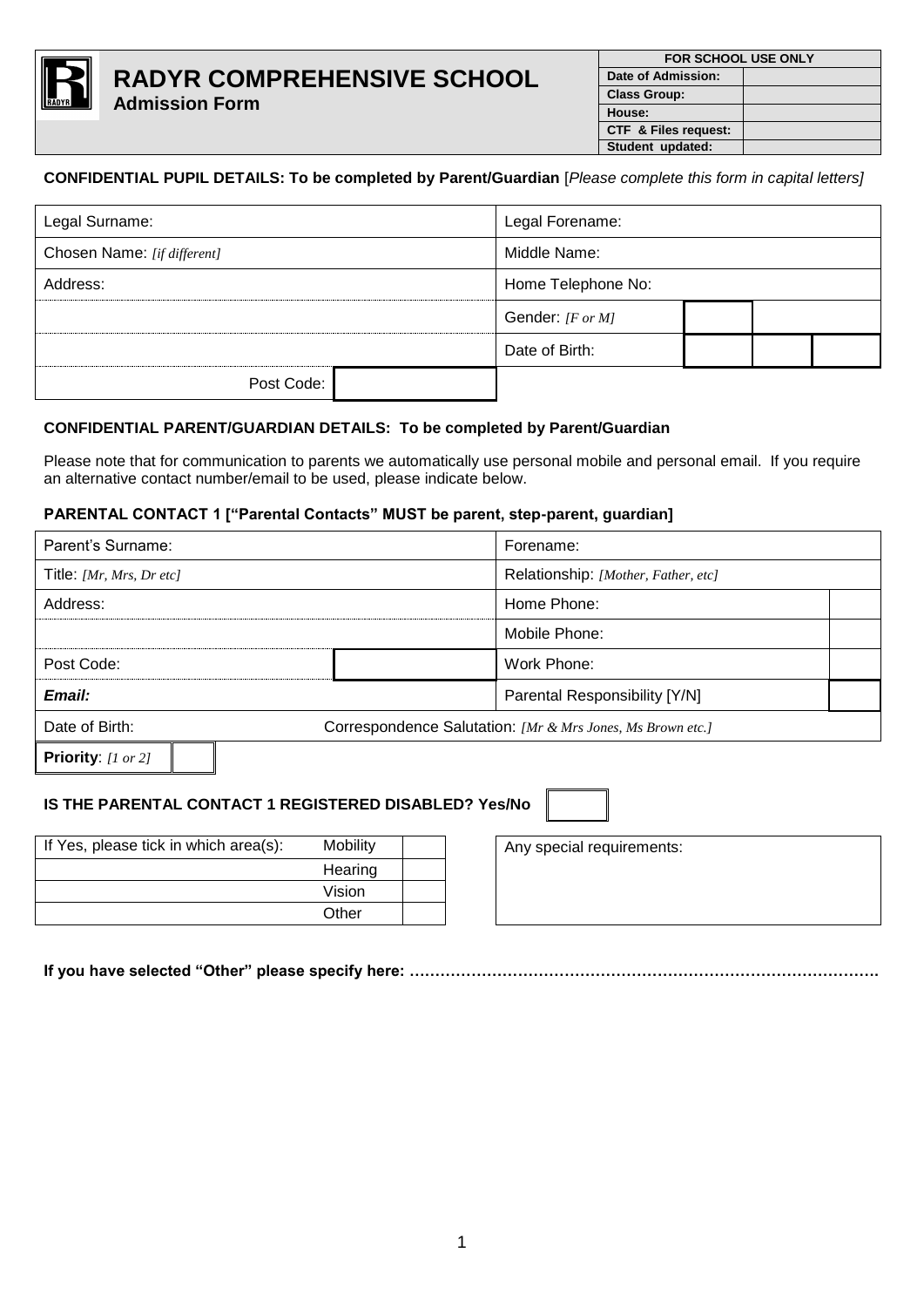# RADYR COMPREHENSIVE SCHOOL

**Admission Form**

| FOR SCHOOL USE ONLY | |
|---|---|
| **Date of Admission:** | |
| **Class Group:** | |
| **House:** | |
| **CTF & Files request:** | |
| **Student updated:** | |

**CONFIDENTIAL PUPIL DETAILS: To be completed by Parent/Guardian** [*Please complete this form in capital letters]*

| | | | | | |
|---|---|---|---|---|---|
| Legal Surname: | | Legal Forename: | | | |
| Chosen Name: *[if different]* | | Middle Name: | | | |
| Address: | | Home Telephone No: | | | |
| | | Gender: *[F or M]* | | | |
| | | Date of Birth: | | | |
| Post Code: | | | | | |

**CONFIDENTIAL PARENT/GUARDIAN DETAILS: To be completed by Parent/Guardian**

Please note that for communication to parents we automatically use personal mobile and personal email. If you require an alternative contact number/email to be used, please indicate below.

**PARENTAL CONTACT 1 ["Parental Contacts" MUST be parent, step-parent, guardian]**

| | | | |
|---|---|---|---|
| Parent's Surname: | | Forename: | |
| Title: *[Mr, Mrs, Dr etc]* | | Relationship: *[Mother, Father, etc]* | |
| Address: | | Home Phone: | |
| | | Mobile Phone: | |
| Post Code: | | Work Phone: | |
| ***Email:*** | | Parental Responsibility [Y/N] | |
| Date of Birth: | Correspondence Salutation: *[Mr & Mrs Jones, Ms Brown etc.]* | | |
| **Priority**: *[1 or 2]* | | | |

**IS THE PARENTAL CONTACT 1 REGISTERED DISABLED? Yes/No** ☐

| If Yes, please tick in which area(s): | | |
|---|---|---|
| | Mobility | |
| | Hearing | |
| | Vision | |
| | Other | |

Any special requirements:

**If you have selected "Other" please specify here: ……………………………………………………………………………….**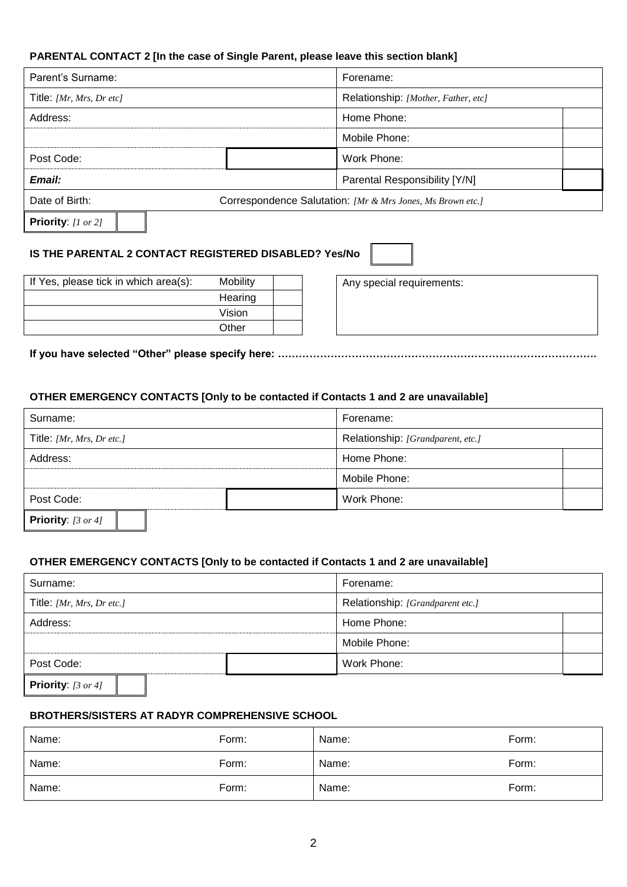**PARENTAL CONTACT 2 [In the case of Single Parent, please leave this section blank]**

| | | | |
|---|---|---|---|
| Parent's Surname: | | Forename: | |
| Title: *[Mr, Mrs, Dr etc]* | | Relationship: *[Mother, Father, etc]* | |
| Address: | | Home Phone: | |
| | | Mobile Phone: | |
| Post Code: | | Work Phone: | |
| ***Email:*** | | Parental Responsibility [Y/N] | |
| Date of Birth: | Correspondence Salutation: *[Mr & Mrs Jones, Ms Brown etc.]* | | |

**Priority**: *[1 or 2]*

**IS THE PARENTAL 2 CONTACT REGISTERED DISABLED? Yes/No**

| If Yes, please tick in which area(s): | | |
|---|---|---|
| | Mobility | |
| | Hearing | |
| | Vision | |
| | Other | |

Any special requirements:

**If you have selected "Other" please specify here: …………………………………………………………………………….**

**OTHER EMERGENCY CONTACTS [Only to be contacted if Contacts 1 and 2 are unavailable]**

| | | | |
|---|---|---|---|
| Surname: | | Forename: | |
| Title: *[Mr, Mrs, Dr etc.]* | | Relationship: *[Grandparent, etc.]* | |
| Address: | | Home Phone: | |
| | | Mobile Phone: | |
| Post Code: | | Work Phone: | |

**Priority**: *[3 or 4]*

**OTHER EMERGENCY CONTACTS [Only to be contacted if Contacts 1 and 2 are unavailable]**

| | | | |
|---|---|---|---|
| Surname: | | Forename: | |
| Title: *[Mr, Mrs, Dr etc.]* | | Relationship: *[Grandparent etc.]* | |
| Address: | | Home Phone: | |
| | | Mobile Phone: | |
| Post Code: | | Work Phone: | |

**Priority**: *[3 or 4]*

**BROTHERS/SISTERS AT RADYR COMPREHENSIVE SCHOOL**

| | | | |
|---|---|---|---|
| Name: | Form: | Name: | Form: |
| Name: | Form: | Name: | Form: |
| Name: | Form: | Name: | Form: |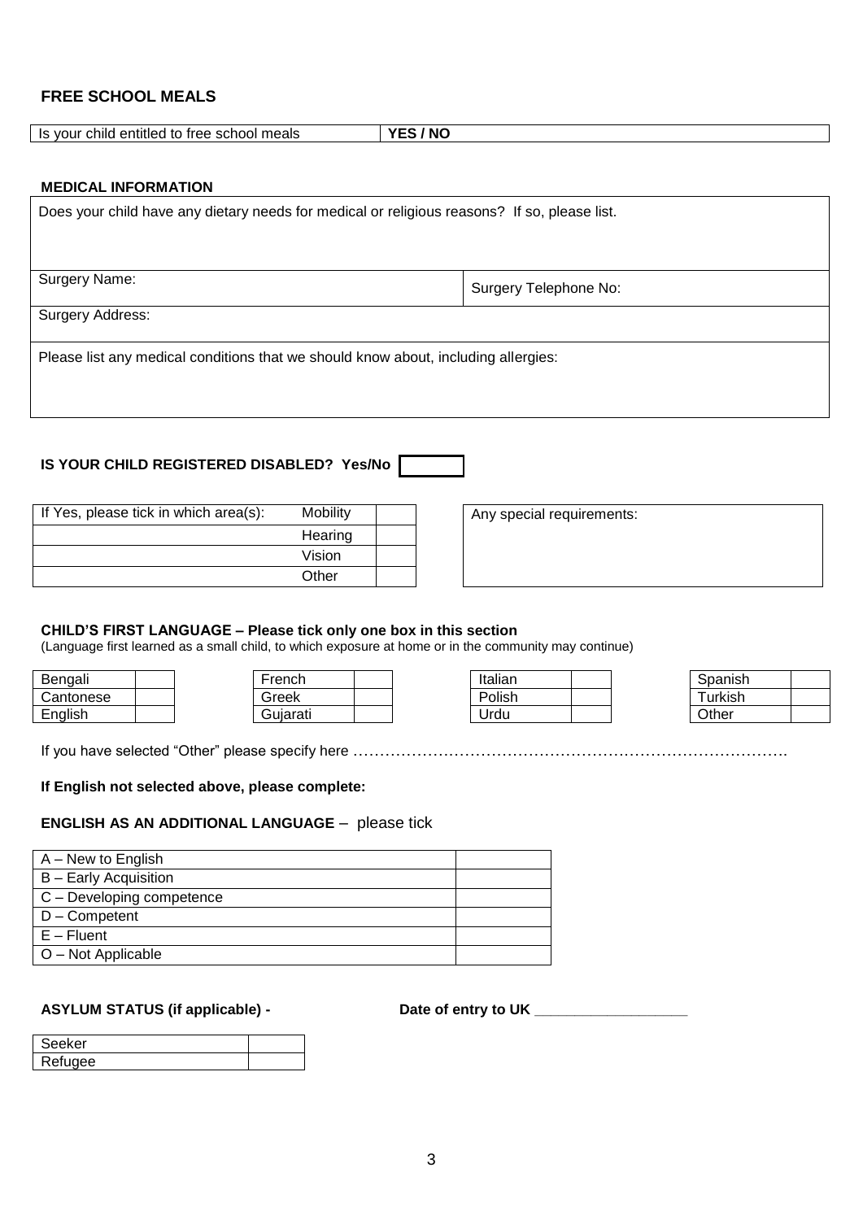## FREE SCHOOL MEALS

| Is your child entitled to free school meals | **YES / NO** |
|---|---|

### MEDICAL INFORMATION

| | |
|---|---|
| Does your child have any dietary needs for medical or religious reasons? If so, please list. | |
| Surgery Name: | Surgery Telephone No: |
| Surgery Address: | |
| Please list any medical conditions that we should know about, including allergies: | |

**IS YOUR CHILD REGISTERED DISABLED? Yes/No** [ ]

| If Yes, please tick in which area(s): | Mobility | |
|---|---|---|
| | Hearing | |
| | Vision | |
| | Other | |

| Any special requirements: |
|---|
| |

**CHILD'S FIRST LANGUAGE – Please tick only one box in this section**
(Language first learned as a small child, to which exposure at home or in the community may continue)

| Bengali | | French | | Italian | | Spanish | |
|---|---|---|---|---|---|---|---|
| Cantonese | | Greek | | Polish | | Turkish | |
| English | | Gujarati | | Urdu | | Other | |

If you have selected "Other" please specify here ……………………………………………………………………….

**If English not selected above, please complete:**

**ENGLISH AS AN ADDITIONAL LANGUAGE** – please tick

| | |
|---|---|
| A – New to English | |
| B – Early Acquisition | |
| C – Developing competence | |
| D – Competent | |
| E – Fluent | |
| O – Not Applicable | |

**ASYLUM STATUS (if applicable) -** **Date of entry to UK** ___________________

| | |
|---|---|
| Seeker | |
| Refugee | |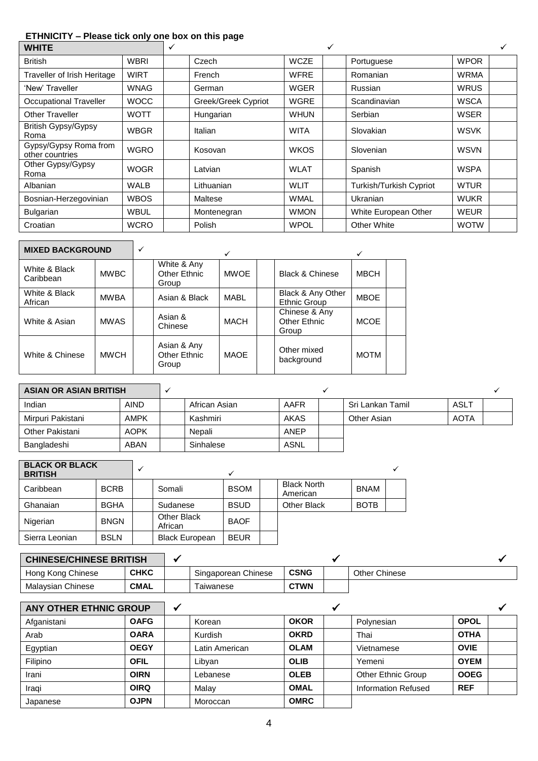**ETHNICITY – Please tick only one box on this page**

| WHITE | | ✓ | | | ✓ | | | ✓ |
|---|---|---|---|---|---|---|---|---|
| British | WBRI | | Czech | WCZE | | Portuguese | WPOR | |
| Traveller of Irish Heritage | WIRT | | French | WFRE | | Romanian | WRMA | |
| 'New' Traveller | WNAG | | German | WGER | | Russian | WRUS | |
| Occupational Traveller | WOCC | | Greek/Greek Cypriot | WGRE | | Scandinavian | WSCA | |
| Other Traveller | WOTT | | Hungarian | WHUN | | Serbian | WSER | |
| British Gypsy/Gypsy Roma | WBGR | | Italian | WITA | | Slovakian | WSVK | |
| Gypsy/Gypsy Roma from other countries | WGRO | | Kosovan | WKOS | | Slovenian | WSVN | |
| Other Gypsy/Gypsy Roma | WOGR | | Latvian | WLAT | | Spanish | WSPA | |
| Albanian | WALB | | Lithuanian | WLIT | | Turkish/Turkish Cypriot | WTUR | |
| Bosnian-Herzegovinian | WBOS | | Maltese | WMAL | | Ukranian | WUKR | |
| Bulgarian | WBUL | | Montenegran | WMON | | White European Other | WEUR | |
| Croatian | WCRO | | Polish | WPOL | | Other White | WOTW | |

| MIXED BACKGROUND | | ✓ | | | ✓ | | | ✓ |
|---|---|---|---|---|---|---|---|---|
| White & Black Caribbean | MWBC | | White & Any Other Ethnic Group | MWOE | | Black & Chinese | MBCH | |
| White & Black African | MWBA | | Asian & Black | MABL | | Black & Any Other Ethnic Group | MBOE | |
| White & Asian | MWAS | | Asian & Chinese | MACH | | Chinese & Any Other Ethnic Group | MCOE | |
| White & Chinese | MWCH | | Asian & Any Other Ethnic Group | MAOE | | Other mixed background | MOTM | |

| ASIAN OR ASIAN BRITISH | | ✓ | | | ✓ | | | ✓ |
|---|---|---|---|---|---|---|---|---|
| Indian | AIND | | African Asian | AAFR | | Sri Lankan Tamil | ASLT | |
| Mirpuri Pakistani | AMPK | | Kashmiri | AKAS | | Other Asian | AOTA | |
| Other Pakistani | AOPK | | Nepali | ANEP | | | | |
| Bangladeshi | ABAN | | Sinhalese | ASNL | | | | |

| BLACK OR BLACK BRITISH | | ✓ | | | ✓ | | | ✓ |
|---|---|---|---|---|---|---|---|---|
| Caribbean | BCRB | | Somali | BSOM | | Black North American | BNAM | |
| Ghanaian | BGHA | | Sudanese | BSUD | | Other Black | BOTB | |
| Nigerian | BNGN | | Other Black African | BAOF | | | | |
| Sierra Leonian | BSLN | | Black European | BEUR | | | | |

| CHINESE/CHINESE BRITISH | | ✓ | | | ✓ | | ✓ |
|---|---|---|---|---|---|---|---|
| Hong Kong Chinese | **CHKC** | | Singaporean Chinese | **CSNG** | | Other Chinese | |
| Malaysian Chinese | **CMAL** | | Taiwanese | **CTWN** | | | |

| ANY OTHER ETHNIC GROUP | | ✓ | | | ✓ | | | ✓ |
|---|---|---|---|---|---|---|---|---|
| Afganistani | **OAFG** | | Korean | **OKOR** | | Polynesian | **OPOL** | |
| Arab | **OARA** | | Kurdish | **OKRD** | | Thai | **OTHA** | |
| Egyptian | **OEGY** | | Latin American | **OLAM** | | Vietnamese | **OVIE** | |
| Filipino | **OFIL** | | Libyan | **OLIB** | | Yemeni | **OYEM** | |
| Irani | **OIRN** | | Lebanese | **OLEB** | | Other Ethnic Group | **OOEG** | |
| Iraqi | **OIRQ** | | Malay | **OMAL** | | Information Refused | **REF** | |
| Japanese | **OJPN** | | Moroccan | **OMRC** | | | | |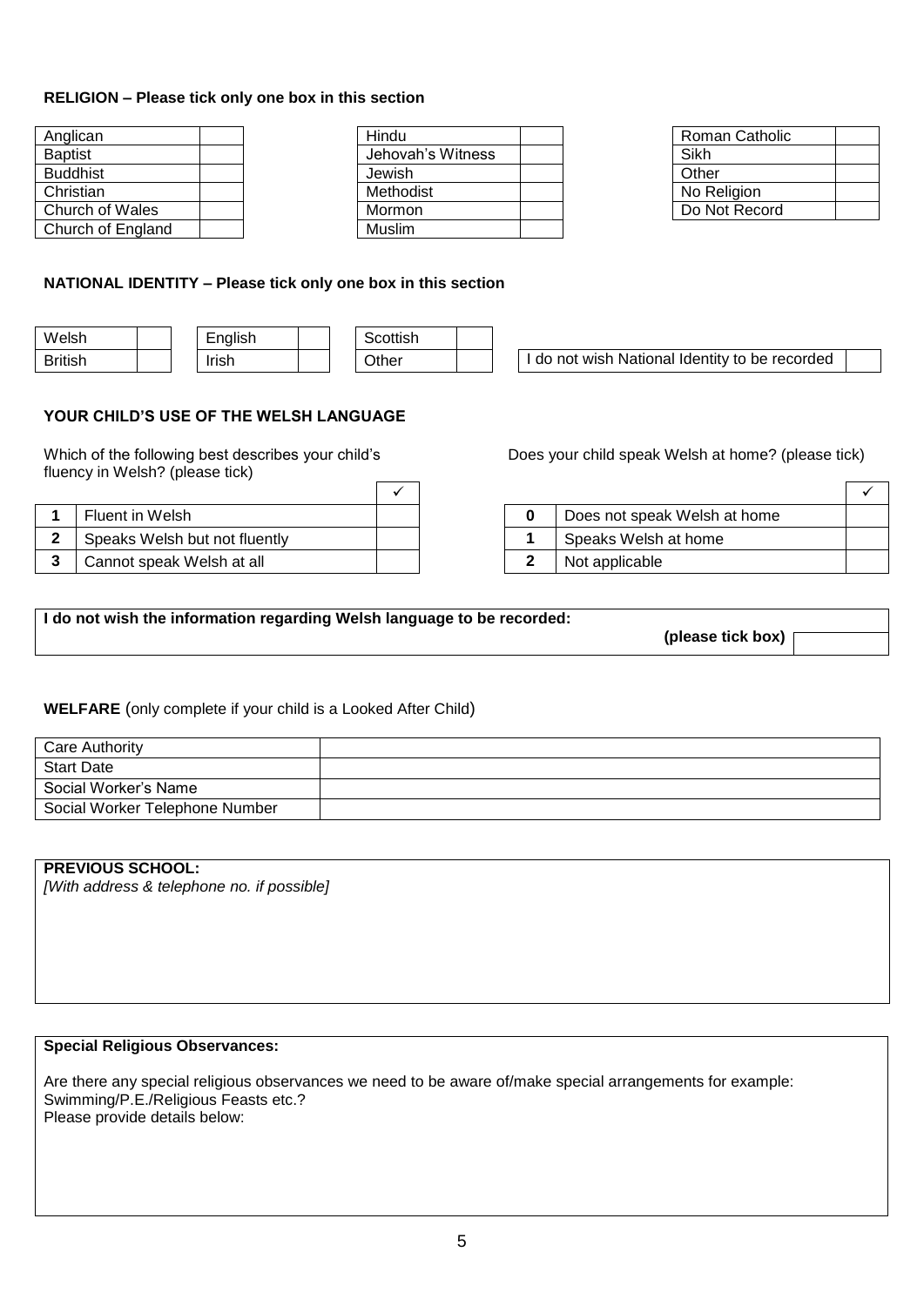**RELIGION – Please tick only one box in this section**

| | |
|---|---|
| Anglican | |
| Baptist | |
| Buddhist | |
| Christian | |
| Church of Wales | |
| Church of England | |

| | |
|---|---|
| Hindu | |
| Jehovah's Witness | |
| Jewish | |
| Methodist | |
| Mormon | |
| Muslim | |

| | |
|---|---|
| Roman Catholic | |
| Sikh | |
| Other | |
| No Religion | |
| Do Not Record | |

**NATIONAL IDENTITY – Please tick only one box in this section**

| | | | | | |
|---|---|---|---|---|---|
| Welsh | | English | | Scottish | |
| British | | Irish | | Other | |

| | |
|---|---|
| I do not wish National Identity to be recorded | |

**YOUR CHILD'S USE OF THE WELSH LANGUAGE**

Which of the following best describes your child's fluency in Welsh? (please tick)

| | | ✓ |
|---|---|---|
| **1** | Fluent in Welsh | |
| **2** | Speaks Welsh but not fluently | |
| **3** | Cannot speak Welsh at all | |

Does your child speak Welsh at home? (please tick)

| | | ✓ |
|---|---|---|
| **0** | Does not speak Welsh at home | |
| **1** | Speaks Welsh at home | |
| **2** | Not applicable | |

**I do not wish the information regarding Welsh language to be recorded:**

**(please tick box)** ☐

**WELFARE** (only complete if your child is a Looked After Child)

| | |
|---|---|
| Care Authority | |
| Start Date | |
| Social Worker's Name | |
| Social Worker Telephone Number | |

**PREVIOUS SCHOOL:**

*[With address & telephone no. if possible]*

**Special Religious Observances:**

Are there any special religious observances we need to be aware of/make special arrangements for example: Swimming/P.E./Religious Feasts etc.?
Please provide details below: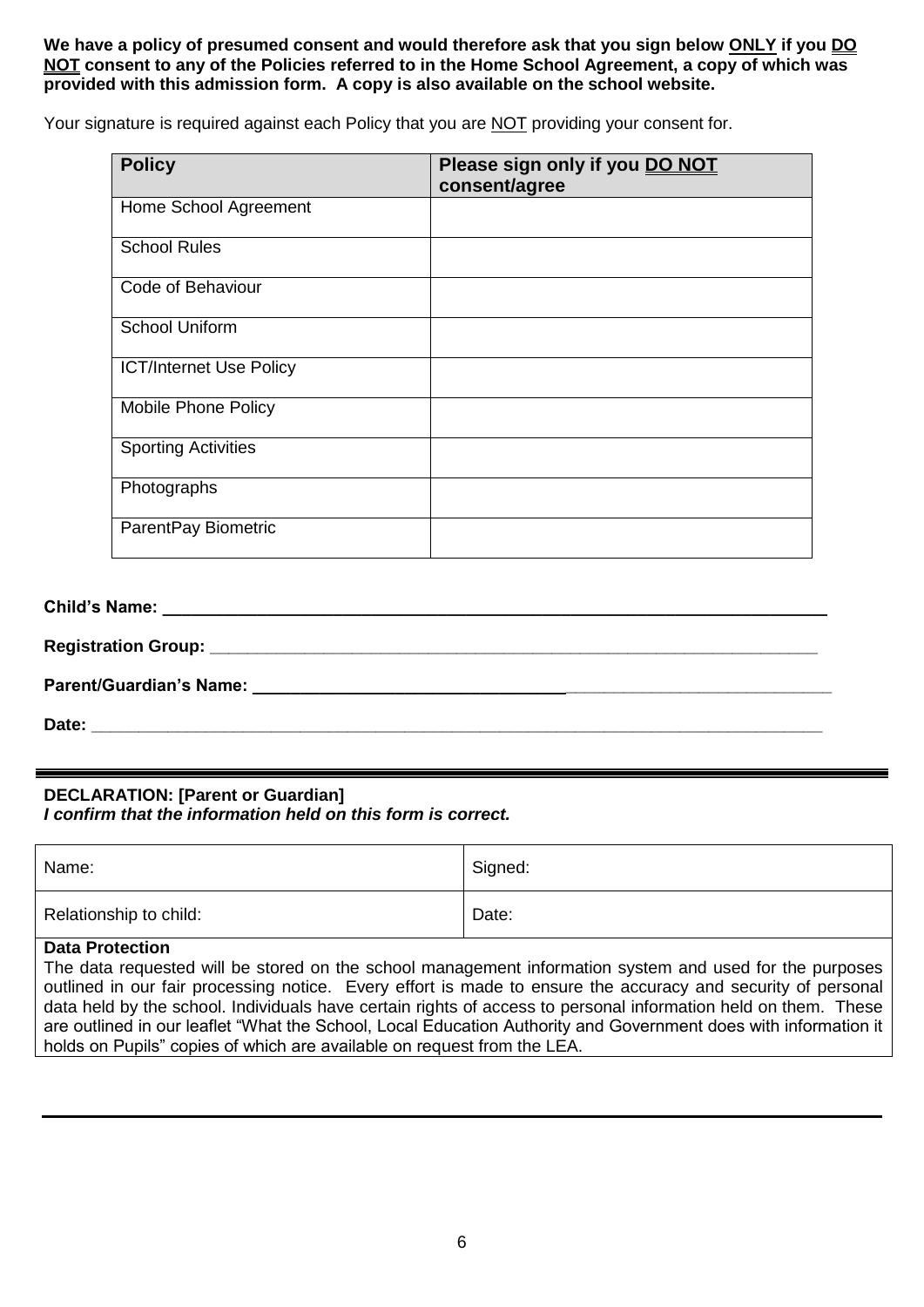**We have a policy of presumed consent and would therefore ask that you sign below <u>ONLY</u> if you <u>DO NOT</u> consent to any of the Policies referred to in the Home School Agreement, a copy of which was provided with this admission form. A copy is also available on the school website.**

Your signature is required against each Policy that you are <u>NOT</u> providing your consent for.

| **Policy** | **Please sign only if you <u>DO NOT</u> consent/agree** |
|---|---|
| Home School Agreement | |
| School Rules | |
| Code of Behaviour | |
| School Uniform | |
| ICT/Internet Use Policy | |
| Mobile Phone Policy | |
| Sporting Activities | |
| Photographs | |
| ParentPay Biometric | |

**Child's Name:** ___________________________________________________________________

**Registration Group:** ______________________________________________________________

**Parent/Guardian's Name:** ___________________________________________________________

**Date:** ___________________________________________________________________________

---

**DECLARATION: [Parent or Guardian]**
***I confirm that the information held on this form is correct.***

| | |
|---|---|
| Name: | Signed: |
| Relationship to child: | Date: |

**Data Protection**
The data requested will be stored on the school management information system and used for the purposes outlined in our fair processing notice. Every effort is made to ensure the accuracy and security of personal data held by the school. Individuals have certain rights of access to personal information held on them. These are outlined in our leaflet "What the School, Local Education Authority and Government does with information it holds on Pupils" copies of which are available on request from the LEA.